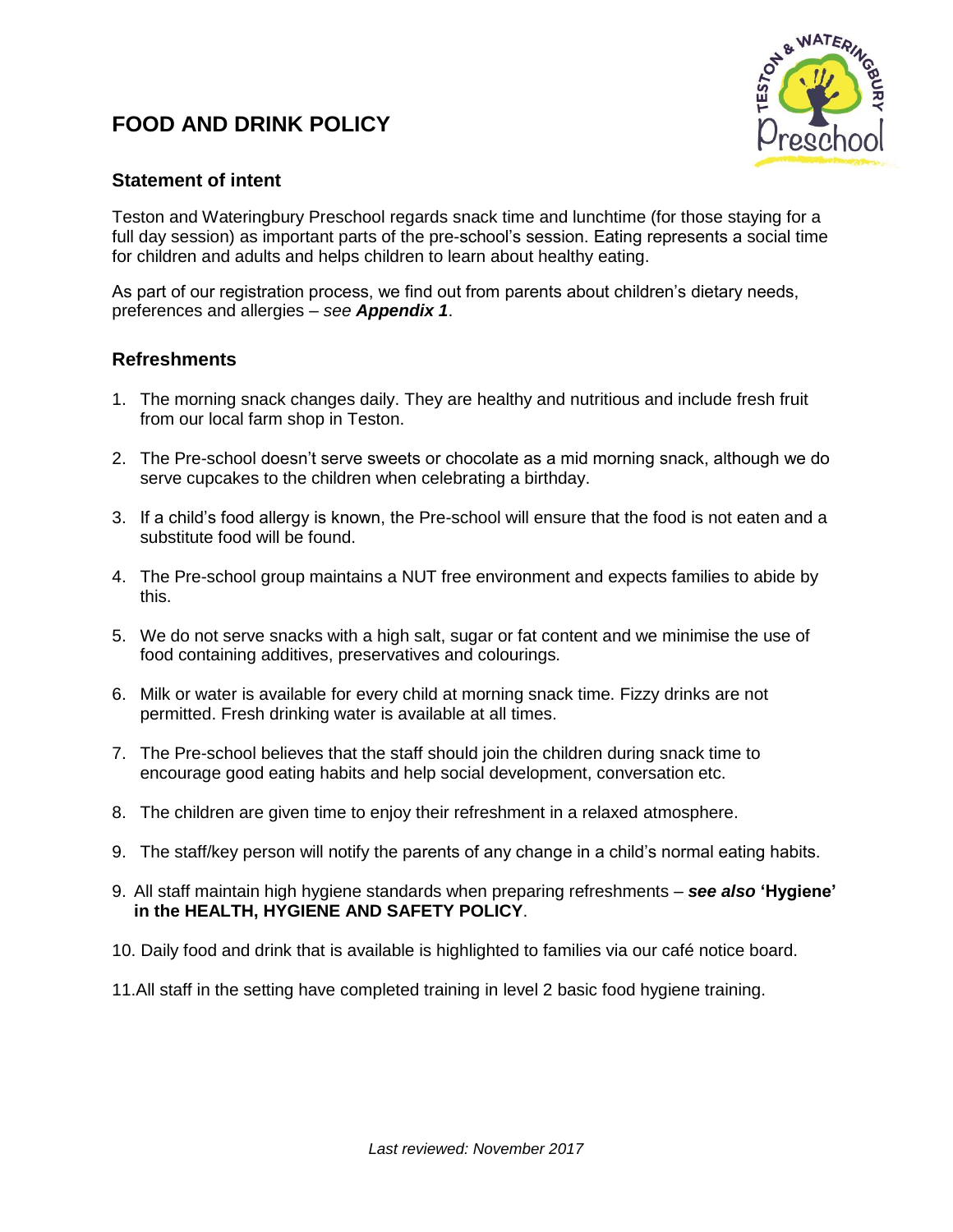# FOOD AND DRINK POLICY

## Statement of intent

Teston and Wateringbury Preschool regards snack time and lunchtime (for those staying for a full day session) as important parts of the pre-school's session. Eating represents a social time for children and adults and helps children to learn about healthy eating.

As part of our registration process, we find out from parents about children's dietary needs, preferences and allergies – *see **Appendix 1***.

## Refreshments

1. The morning snack changes daily. They are healthy and nutritious and include fresh fruit from our local farm shop in Teston.

2. The Pre-school doesn't serve sweets or chocolate as a mid morning snack, although we do serve cupcakes to the children when celebrating a birthday.

3. If a child's food allergy is known, the Pre-school will ensure that the food is not eaten and a substitute food will be found.

4. The Pre-school group maintains a NUT free environment and expects families to abide by this.

5. We do not serve snacks with a high salt, sugar or fat content and we minimise the use of food containing additives, preservatives and colourings.

6. Milk or water is available for every child at morning snack time. Fizzy drinks are not permitted. Fresh drinking water is available at all times.

7. The Pre-school believes that the staff should join the children during snack time to encourage good eating habits and help social development, conversation etc.

8. The children are given time to enjoy their refreshment in a relaxed atmosphere.

9. The staff/key person will notify the parents of any change in a child's normal eating habits.

9. All staff maintain high hygiene standards when preparing refreshments – ***see also* 'Hygiene' in the HEALTH, HYGIENE AND SAFETY POLICY**.

10. Daily food and drink that is available is highlighted to families via our café notice board.

11. All staff in the setting have completed training in level 2 basic food hygiene training.

*Last reviewed: November 2017*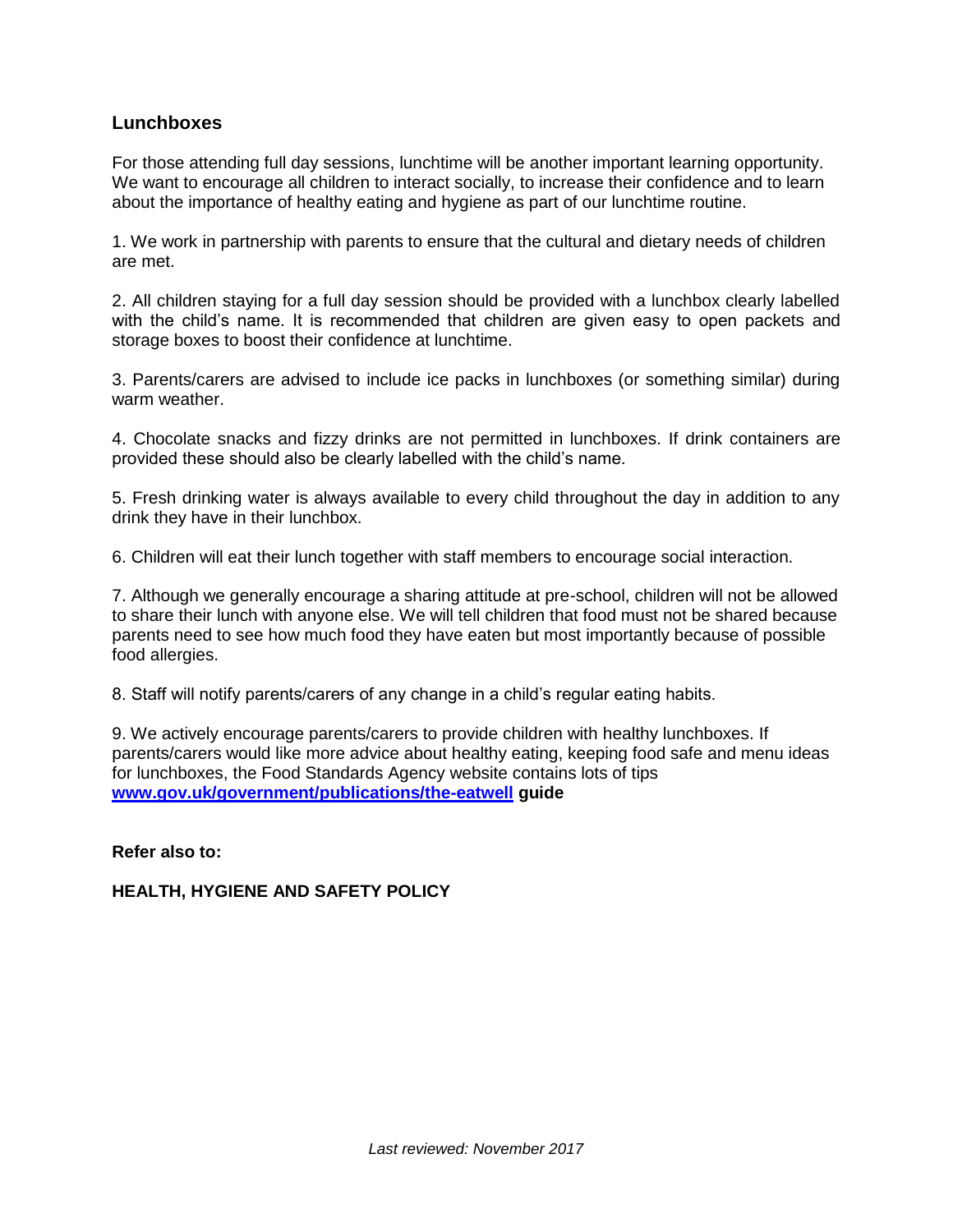## Lunchboxes

For those attending full day sessions, lunchtime will be another important learning opportunity. We want to encourage all children to interact socially, to increase their confidence and to learn about the importance of healthy eating and hygiene as part of our lunchtime routine.

1. We work in partnership with parents to ensure that the cultural and dietary needs of children are met.

2. All children staying for a full day session should be provided with a lunchbox clearly labelled with the child's name. It is recommended that children are given easy to open packets and storage boxes to boost their confidence at lunchtime.

3. Parents/carers are advised to include ice packs in lunchboxes (or something similar) during warm weather.

4. Chocolate snacks and fizzy drinks are not permitted in lunchboxes. If drink containers are provided these should also be clearly labelled with the child's name.

5. Fresh drinking water is always available to every child throughout the day in addition to any drink they have in their lunchbox.

6. Children will eat their lunch together with staff members to encourage social interaction.

7. Although we generally encourage a sharing attitude at pre-school, children will not be allowed to share their lunch with anyone else. We will tell children that food must not be shared because parents need to see how much food they have eaten but most importantly because of possible food allergies.

8. Staff will notify parents/carers of any change in a child's regular eating habits.

9. We actively encourage parents/carers to provide children with healthy lunchboxes. If parents/carers would like more advice about healthy eating, keeping food safe and menu ideas for lunchboxes, the Food Standards Agency website contains lots of tips **[www.gov.uk/government/publications/the-eatwell](www.gov.uk/government/publications/the-eatwell) guide**

**Refer also to:**

**HEALTH, HYGIENE AND SAFETY POLICY**

*Last reviewed: November 2017*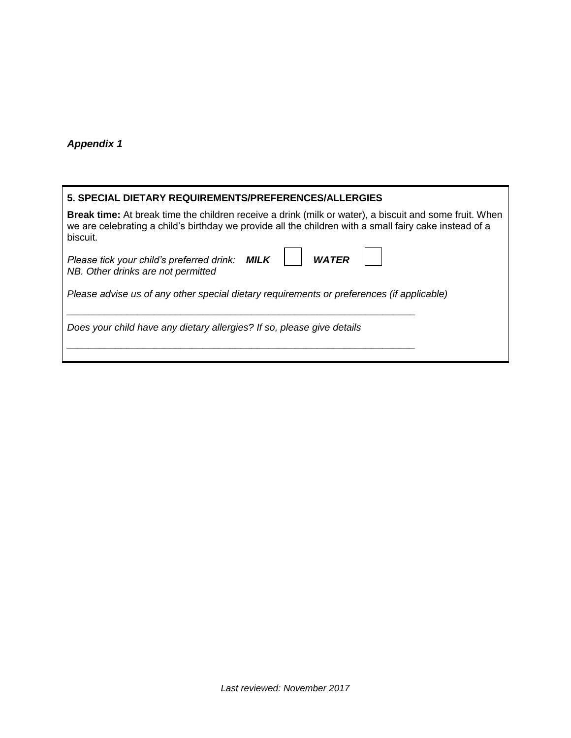***Appendix 1***

**5. SPECIAL DIETARY REQUIREMENTS/PREFERENCES/ALLERGIES**

**Break time:** At break time the children receive a drink (milk or water), a biscuit and some fruit. When we are celebrating a child's birthday we provide all the children with a small fairy cake instead of a biscuit.

*Please tick your child's preferred drink:* ***MILK*** ☐ ***WATER*** ☐
*NB. Other drinks are not permitted*

*Please advise us of any other special dietary requirements or preferences (if applicable)*

______________________________________________________________________

*Does your child have any dietary allergies? If so, please give details*

______________________________________________________________________

*Last reviewed: November 2017*